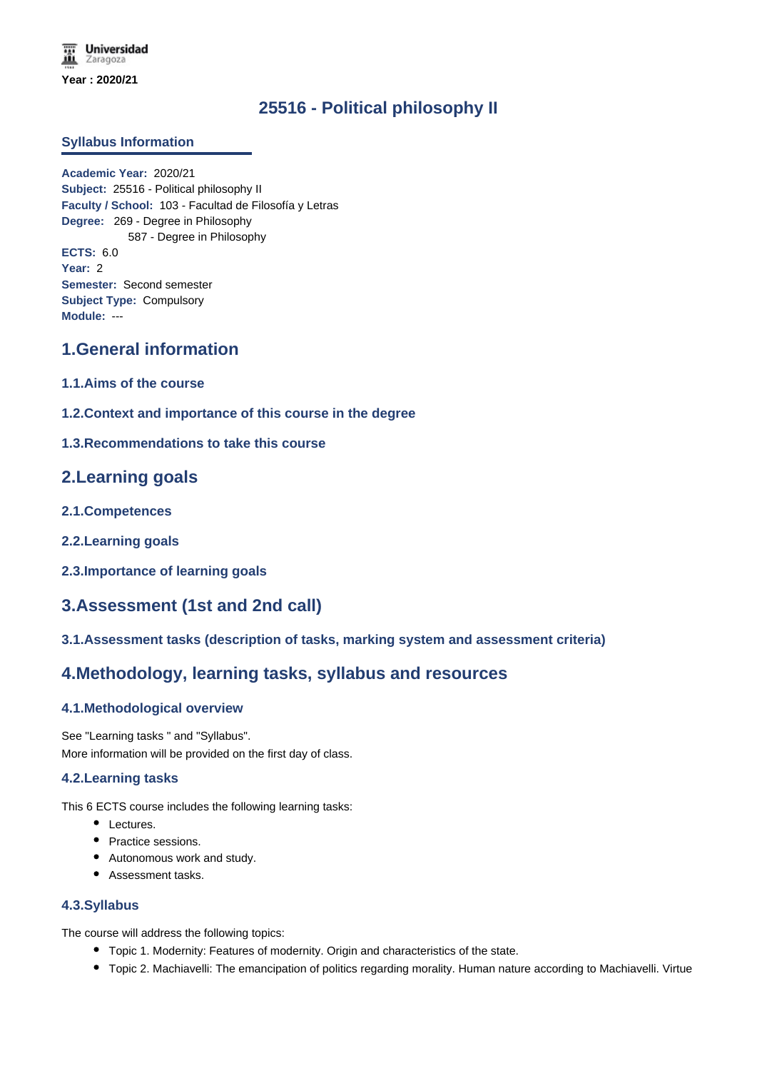Universidad Zaragoza

**Year : 2020/21**

# 25516 - Political philosophy II

## Syllabus Information

**Academic Year:** 2020/21
**Subject:** 25516 - Political philosophy II
**Faculty / School:** 103 - Facultad de Filosofía y Letras
**Degree:** 269 - Degree in Philosophy
587 - Degree in Philosophy
**ECTS:** 6.0
**Year:** 2
**Semester:** Second semester
**Subject Type:** Compulsory
**Module:** ---

## 1.General information

### 1.1.Aims of the course

### 1.2.Context and importance of this course in the degree

### 1.3.Recommendations to take this course

## 2.Learning goals

### 2.1.Competences

### 2.2.Learning goals

### 2.3.Importance of learning goals

## 3.Assessment (1st and 2nd call)

### 3.1.Assessment tasks (description of tasks, marking system and assessment criteria)

## 4.Methodology, learning tasks, syllabus and resources

### 4.1.Methodological overview

See "Learning tasks " and "Syllabus".
More information will be provided on the first day of class.

### 4.2.Learning tasks

This 6 ECTS course includes the following learning tasks:

- Lectures.
- Practice sessions.
- Autonomous work and study.
- Assessment tasks.

### 4.3.Syllabus

The course will address the following topics:

- Topic 1. Modernity: Features of modernity. Origin and characteristics of the state.
- Topic 2. Machiavelli: The emancipation of politics regarding morality. Human nature according to Machiavelli. Virtue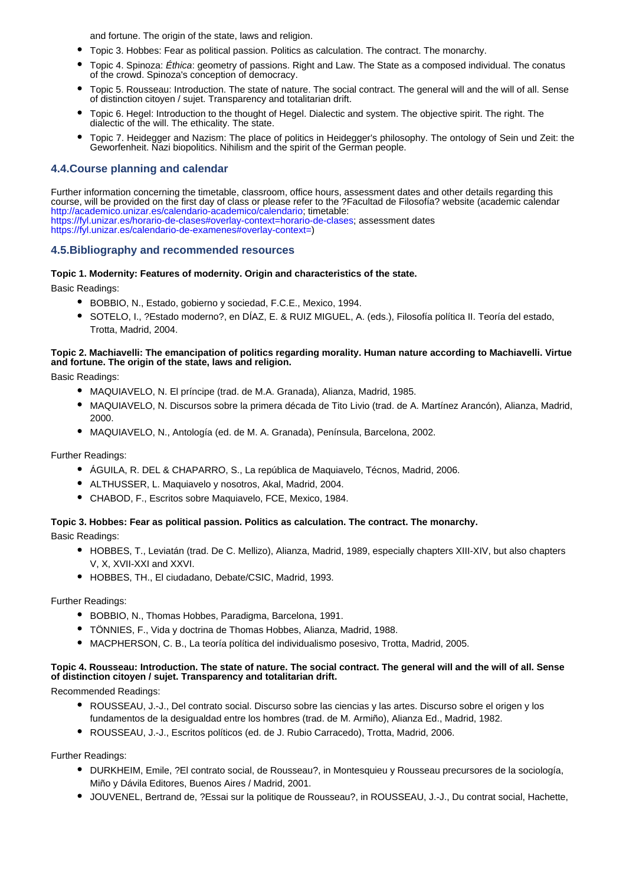and fortune. The origin of the state, laws and religion.

- Topic 3. Hobbes: Fear as political passion. Politics as calculation. The contract. The monarchy.
- Topic 4. Spinoza: *Éthica*: geometry of passions. Right and Law. The State as a composed individual. The conatus of the crowd. Spinoza's conception of democracy.
- Topic 5. Rousseau: Introduction. The state of nature. The social contract. The general will and the will of all. Sense of distinction citoyen / sujet. Transparency and totalitarian drift.
- Topic 6. Hegel: Introduction to the thought of Hegel. Dialectic and system. The objective spirit. The right. The dialectic of the will. The ethicality. The state.
- Topic 7. Heidegger and Nazism: The place of politics in Heidegger's philosophy. The ontology of Sein und Zeit: the Geworfenheit. Nazi biopolitics. Nihilism and the spirit of the German people.

### 4.4.Course planning and calendar

Further information concerning the timetable, classroom, office hours, assessment dates and other details regarding this course, will be provided on the first day of class or please refer to the ?Facultad de Filosofía? website (academic calendar http://academico.unizar.es/calendario-academico/calendario; timetable: https://fyl.unizar.es/horario-de-clases#overlay-context=horario-de-clases; assessment dates https://fyl.unizar.es/calendario-de-examenes#overlay-context=)

### 4.5.Bibliography and recommended resources

**Topic 1. Modernity: Features of modernity. Origin and characteristics of the state.**

Basic Readings:

- BOBBIO, N., Estado, gobierno y sociedad, F.C.E., Mexico, 1994.
- SOTELO, I., ?Estado moderno?, en DÍAZ, E. & RUIZ MIGUEL, A. (eds.), Filosofía política II. Teoría del estado, Trotta, Madrid, 2004.

**Topic 2. Machiavelli: The emancipation of politics regarding morality. Human nature according to Machiavelli. Virtue and fortune. The origin of the state, laws and religion.**

Basic Readings:

- MAQUIAVELO, N. El príncipe (trad. de M.A. Granada), Alianza, Madrid, 1985.
- MAQUIAVELO, N. Discursos sobre la primera década de Tito Livio (trad. de A. Martínez Arancón), Alianza, Madrid, 2000.
- MAQUIAVELO, N., Antología (ed. de M. A. Granada), Península, Barcelona, 2002.

Further Readings:

- ÁGUILA, R. DEL & CHAPARRO, S., La república de Maquiavelo, Técnos, Madrid, 2006.
- ALTHUSSER, L. Maquiavelo y nosotros, Akal, Madrid, 2004.
- CHABOD, F., Escritos sobre Maquiavelo, FCE, Mexico, 1984.

**Topic 3. Hobbes: Fear as political passion. Politics as calculation. The contract. The monarchy.**

Basic Readings:

- HOBBES, T., Leviatán (trad. De C. Mellizo), Alianza, Madrid, 1989, especially chapters XIII-XIV, but also chapters V, X, XVII-XXI and XXVI.
- HOBBES, TH., El ciudadano, Debate/CSIC, Madrid, 1993.

Further Readings:

- BOBBIO, N., Thomas Hobbes, Paradigma, Barcelona, 1991.
- TÖNNIES, F., Vida y doctrina de Thomas Hobbes, Alianza, Madrid, 1988.
- MACPHERSON, C. B., La teoría política del individualismo posesivo, Trotta, Madrid, 2005.

**Topic 4. Rousseau: Introduction. The state of nature. The social contract. The general will and the will of all. Sense of distinction citoyen / sujet. Transparency and totalitarian drift.**

Recommended Readings:

- ROUSSEAU, J.-J., Del contrato social. Discurso sobre las ciencias y las artes. Discurso sobre el origen y los fundamentos de la desigualdad entre los hombres (trad. de M. Armiño), Alianza Ed., Madrid, 1982.
- ROUSSEAU, J.-J., Escritos políticos (ed. de J. Rubio Carracedo), Trotta, Madrid, 2006.

Further Readings:

- DURKHEIM, Emile, ?El contrato social, de Rousseau?, in Montesquieu y Rousseau precursores de la sociología, Miño y Dávila Editores, Buenos Aires / Madrid, 2001.
- JOUVENEL, Bertrand de, ?Essai sur la politique de Rousseau?, in ROUSSEAU, J.-J., Du contrat social, Hachette,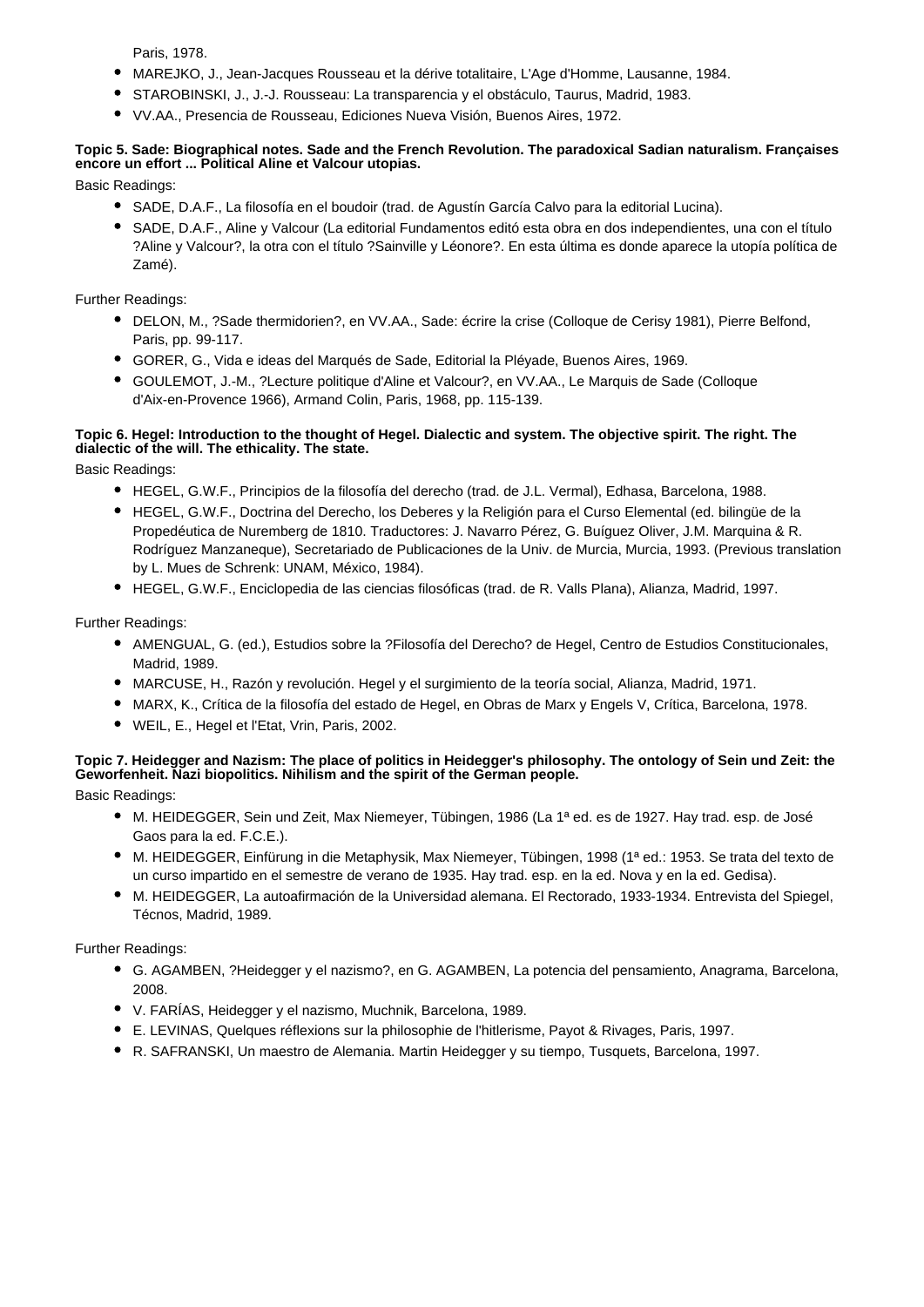- Paris, 1978.
- MAREJKO, J., Jean-Jacques Rousseau et la dérive totalitaire, L'Age d'Homme, Lausanne, 1984.
- STAROBINSKI, J., J.-J. Rousseau: La transparencia y el obstáculo, Taurus, Madrid, 1983.
- VV.AA., Presencia de Rousseau, Ediciones Nueva Visión, Buenos Aires, 1972.

**Topic 5. Sade: Biographical notes. Sade and the French Revolution. The paradoxical Sadian naturalism. Françaises encore un effort ... Political Aline et Valcour utopias.**

Basic Readings:

- SADE, D.A.F., La filosofía en el boudoir (trad. de Agustín García Calvo para la editorial Lucina).
- SADE, D.A.F., Aline y Valcour (La editorial Fundamentos editó esta obra en dos independientes, una con el título ?Aline y Valcour?, la otra con el título ?Sainville y Léonore?. En esta última es donde aparece la utopía política de Zamé).

Further Readings:

- DELON, M., ?Sade thermidorien?, en VV.AA., Sade: écrire la crise (Colloque de Cerisy 1981), Pierre Belfond, Paris, pp. 99-117.
- GORER, G., Vida e ideas del Marqués de Sade, Editorial la Pléyade, Buenos Aires, 1969.
- GOULEMOT, J.-M., ?Lecture politique d'Aline et Valcour?, en VV.AA., Le Marquis de Sade (Colloque d'Aix-en-Provence 1966), Armand Colin, Paris, 1968, pp. 115-139.

**Topic 6. Hegel: Introduction to the thought of Hegel. Dialectic and system. The objective spirit. The right. The dialectic of the will. The ethicality. The state.**

Basic Readings:

- HEGEL, G.W.F., Principios de la filosofía del derecho (trad. de J.L. Vermal), Edhasa, Barcelona, 1988.
- HEGEL, G.W.F., Doctrina del Derecho, los Deberes y la Religión para el Curso Elemental (ed. bilingüe de la Propedéutica de Nuremberg de 1810. Traductores: J. Navarro Pérez, G. Buíguez Oliver, J.M. Marquina & R. Rodríguez Manzaneque), Secretariado de Publicaciones de la Univ. de Murcia, Murcia, 1993. (Previous translation by L. Mues de Schrenk: UNAM, México, 1984).
- HEGEL, G.W.F., Enciclopedia de las ciencias filosóficas (trad. de R. Valls Plana), Alianza, Madrid, 1997.

Further Readings:

- AMENGUAL, G. (ed.), Estudios sobre la ?Filosofía del Derecho? de Hegel, Centro de Estudios Constitucionales, Madrid, 1989.
- MARCUSE, H., Razón y revolución. Hegel y el surgimiento de la teoría social, Alianza, Madrid, 1971.
- MARX, K., Crítica de la filosofía del estado de Hegel, en Obras de Marx y Engels V, Crítica, Barcelona, 1978.
- WEIL, E., Hegel et l'Etat, Vrin, Paris, 2002.

**Topic 7. Heidegger and Nazism: The place of politics in Heidegger's philosophy. The ontology of Sein und Zeit: the Geworfenheit. Nazi biopolitics. Nihilism and the spirit of the German people.**

Basic Readings:

- M. HEIDEGGER, Sein und Zeit, Max Niemeyer, Tübingen, 1986 (La 1ª ed. es de 1927. Hay trad. esp. de José Gaos para la ed. F.C.E.).
- M. HEIDEGGER, Einfürung in die Metaphysik, Max Niemeyer, Tübingen, 1998 (1ª ed.: 1953. Se trata del texto de un curso impartido en el semestre de verano de 1935. Hay trad. esp. en la ed. Nova y en la ed. Gedisa).
- M. HEIDEGGER, La autoafirmación de la Universidad alemana. El Rectorado, 1933-1934. Entrevista del Spiegel, Técnos, Madrid, 1989.

Further Readings:

- G. AGAMBEN, ?Heidegger y el nazismo?, en G. AGAMBEN, La potencia del pensamiento, Anagrama, Barcelona, 2008.
- V. FARÍAS, Heidegger y el nazismo, Muchnik, Barcelona, 1989.
- E. LEVINAS, Quelques réflexions sur la philosophie de l'hitlerisme, Payot & Rivages, Paris, 1997.
- R. SAFRANSKI, Un maestro de Alemania. Martin Heidegger y su tiempo, Tusquets, Barcelona, 1997.